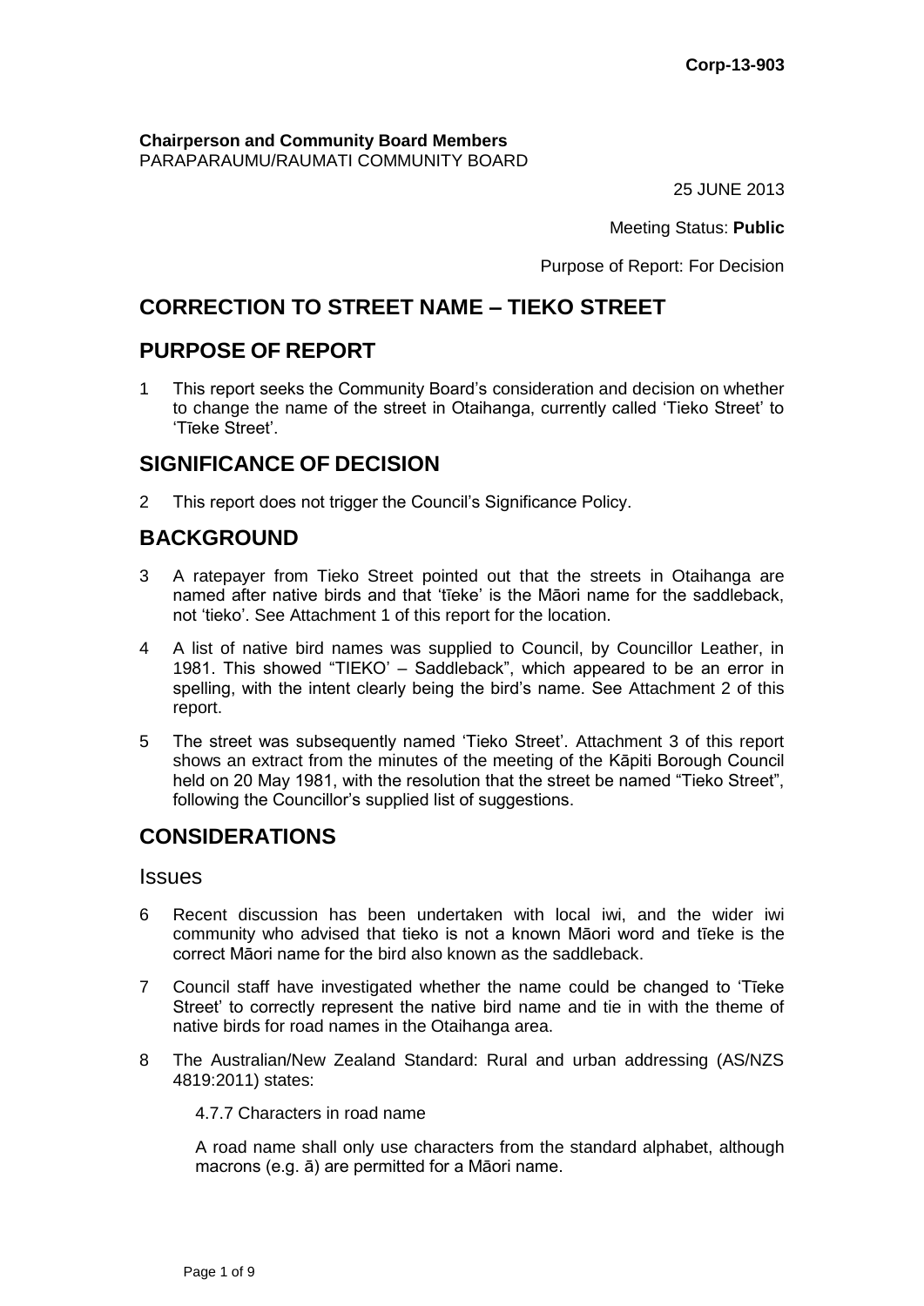Corp-13-903

**Chairperson and Community Board Members**
PARAPARAUMU/RAUMATI COMMUNITY BOARD

25 JUNE 2013

Meeting Status: **Public**

Purpose of Report: For Decision

## CORRECTION TO STREET NAME – TIEKO STREET

## PURPOSE OF REPORT

1 This report seeks the Community Board's consideration and decision on whether to change the name of the street in Otaihanga, currently called 'Tieko Street' to 'Tīeke Street'.

## SIGNIFICANCE OF DECISION

2 This report does not trigger the Council's Significance Policy.

## BACKGROUND

3 A ratepayer from Tieko Street pointed out that the streets in Otaihanga are named after native birds and that 'tīeke' is the Māori name for the saddleback, not 'tieko'. See Attachment 1 of this report for the location.

4 A list of native bird names was supplied to Council, by Councillor Leather, in 1981. This showed "TIEKO' – Saddleback", which appeared to be an error in spelling, with the intent clearly being the bird's name. See Attachment 2 of this report.

5 The street was subsequently named 'Tieko Street'. Attachment 3 of this report shows an extract from the minutes of the meeting of the Kāpiti Borough Council held on 20 May 1981, with the resolution that the street be named "Tieko Street", following the Councillor's supplied list of suggestions.

## CONSIDERATIONS

### Issues

6 Recent discussion has been undertaken with local iwi, and the wider iwi community who advised that tieko is not a known Māori word and tīeke is the correct Māori name for the bird also known as the saddleback.

7 Council staff have investigated whether the name could be changed to 'Tīeke Street' to correctly represent the native bird name and tie in with the theme of native birds for road names in the Otaihanga area.

8 The Australian/New Zealand Standard: Rural and urban addressing (AS/NZS 4819:2011) states:

4.7.7 Characters in road name

A road name shall only use characters from the standard alphabet, although macrons (e.g. ā) are permitted for a Māori name.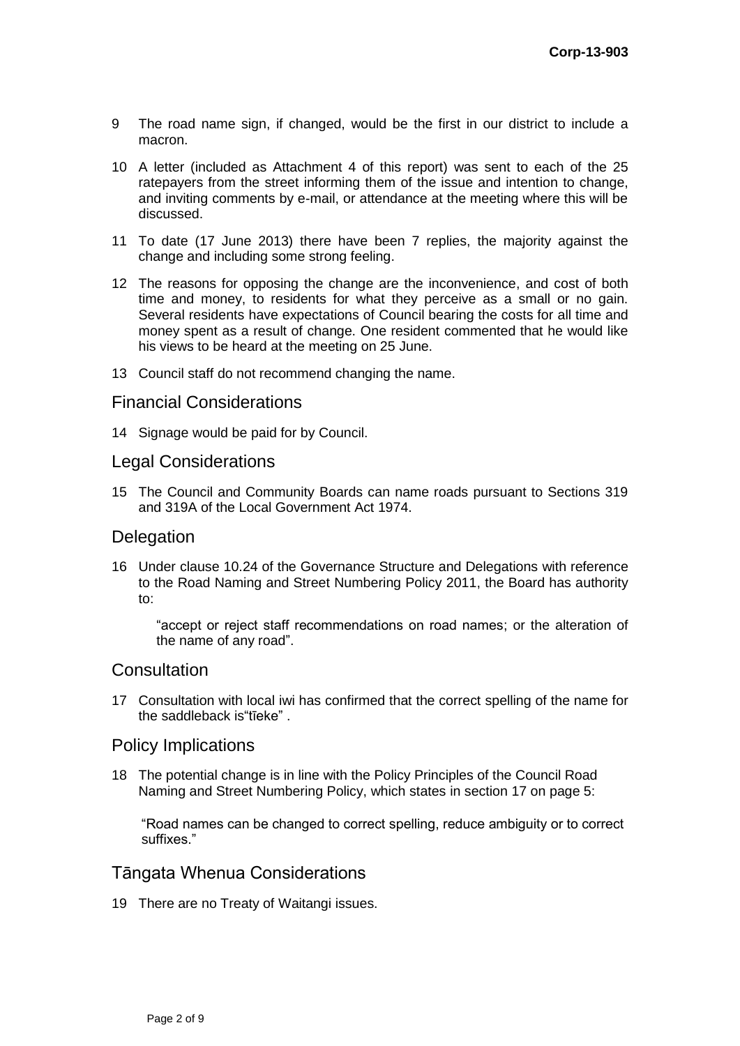9 The road name sign, if changed, would be the first in our district to include a macron.

10 A letter (included as Attachment 4 of this report) was sent to each of the 25 ratepayers from the street informing them of the issue and intention to change, and inviting comments by e-mail, or attendance at the meeting where this will be discussed.

11 To date (17 June 2013) there have been 7 replies, the majority against the change and including some strong feeling.

12 The reasons for opposing the change are the inconvenience, and cost of both time and money, to residents for what they perceive as a small or no gain. Several residents have expectations of Council bearing the costs for all time and money spent as a result of change. One resident commented that he would like his views to be heard at the meeting on 25 June.

13 Council staff do not recommend changing the name.

## Financial Considerations

14 Signage would be paid for by Council.

## Legal Considerations

15 The Council and Community Boards can name roads pursuant to Sections 319 and 319A of the Local Government Act 1974.

## Delegation

16 Under clause 10.24 of the Governance Structure and Delegations with reference to the Road Naming and Street Numbering Policy 2011, the Board has authority to:

> "accept or reject staff recommendations on road names; or the alteration of the name of any road".

## Consultation

17 Consultation with local iwi has confirmed that the correct spelling of the name for the saddleback is"tīeke" .

## Policy Implications

18 The potential change is in line with the Policy Principles of the Council Road Naming and Street Numbering Policy, which states in section 17 on page 5:

> "Road names can be changed to correct spelling, reduce ambiguity or to correct suffixes."

## Tāngata Whenua Considerations

19 There are no Treaty of Waitangi issues.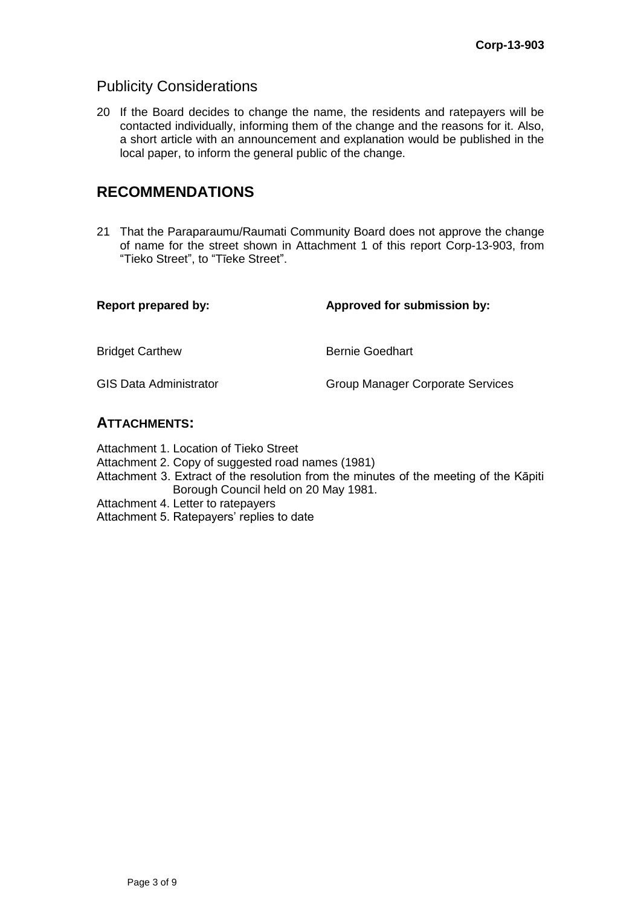## Publicity Considerations

20 If the Board decides to change the name, the residents and ratepayers will be contacted individually, informing them of the change and the reasons for it. Also, a short article with an announcement and explanation would be published in the local paper, to inform the general public of the change.

# RECOMMENDATIONS

21 That the Paraparaumu/Raumati Community Board does not approve the change of name for the street shown in Attachment 1 of this report Corp-13-903, from "Tieko Street", to "Tīeke Street".

| **Report prepared by:** | **Approved for submission by:** |
|---|---|
| Bridget Carthew | Bernie Goedhart |
| GIS Data Administrator | Group Manager Corporate Services |

## ATTACHMENTS:

Attachment 1. Location of Tieko Street
Attachment 2. Copy of suggested road names (1981)
Attachment 3. Extract of the resolution from the minutes of the meeting of the Kāpiti Borough Council held on 20 May 1981.
Attachment 4. Letter to ratepayers
Attachment 5. Ratepayers' replies to date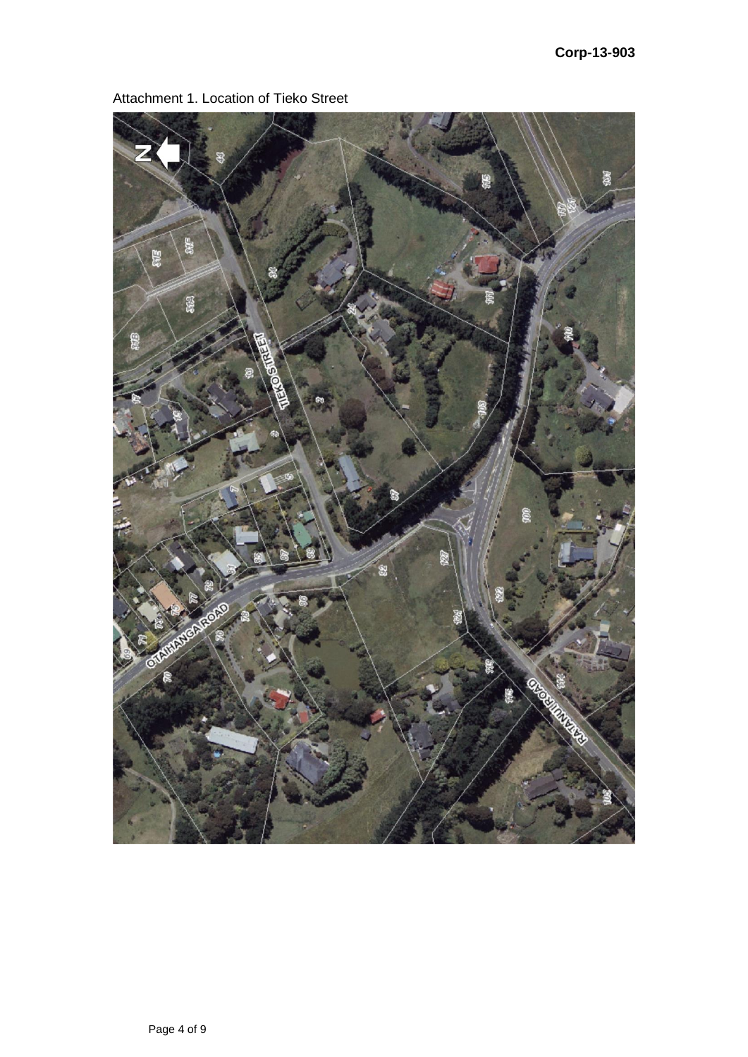Attachment 1. Location of Tieko Street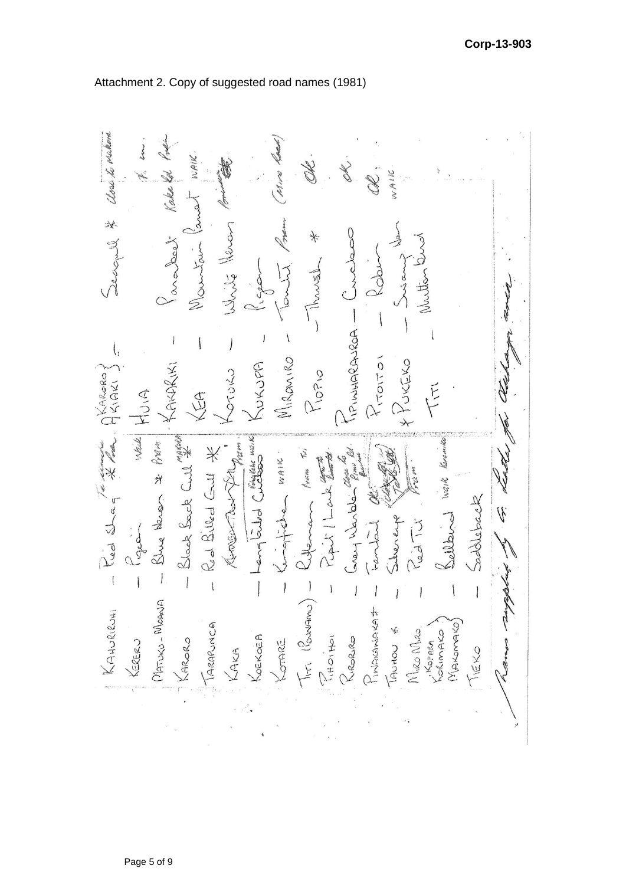Attachment 2. Copy of suggested road names (1981)

KAHURUHI – Pied Shag * Te Awamutu Pde
KERERU – Pigeon Waik
MATUKU-MOANA – Blue Heron * Prem
KARORO – Black Back Gull * MAKORO
TARAPUNGA – Red Billed Gull *
KAKA – Kaka Prem
KOEKOEA – Long Tailed Cuckoo Ngaruawahia Waik
KOTARE – Kingfisher WAIK
TITI (POWAMU) – Rifleman Prem Tui
PIHOIHOI – Pipit / Lark Close to Kakariki
RIRORIRO – Grey Warbler Close to Prem
PIWAKAWAKA + – Fantail OK
TAUHOU * – Silvereye
MIRO MIRO – Pied Tit Prem
KOPARA / KORIMAKO / MAKOMAKO – Bellbird Waik Korimako
TIEKO – Saddleback

KAKORO / AKIAKI – Seagull * Close to Makoro
HUIA – Te Awa
KAKARIKI – Parakeet Kakariki Prem
KEA – Mountain Parrot WAIK.
KOTUKU – White Heron Prominent
KUKUPA – Pigeon
MIROMIRO – Tomtit Prem (Miro Road)
PIOPIO – Thrush * Ok
PIPIWHARAURA – Cuckoo ok
PITOITOI – Robin OK
* PUKEKO – Swamp Hen WAIK
TITI – Mutton Bird

Names supplied by G. Leitch for Chartwell area.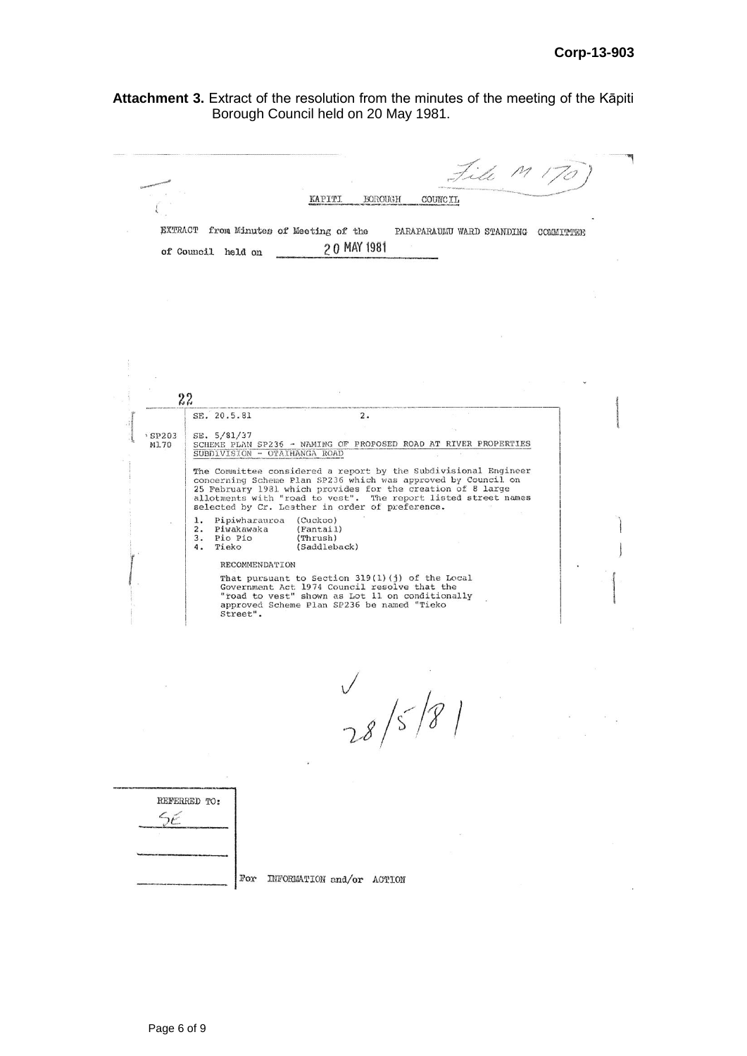**Attachment 3.** Extract of the resolution from the minutes of the meeting of the Kāpiti Borough Council held on 20 May 1981.

File M 170

KAPITI BOROUGH COUNCIL

EXTRACT from Minutes of Meeting of the PARAPARAUMU WARD STANDING COMMITTEE of Council held on 20 MAY 1981

22

SE. 20.5.81 2.

SP203
M170

SE. 5/81/37
SCHEME PLAN SP236 - NAMING OF PROPOSED ROAD AT RIVER PROPERTIES SUBDIVISION - OTAIHANGA ROAD

The Committee considered a report by the Subdivisional Engineer concerning Scheme Plan SP236 which was approved by Council on 25 February 1981 which provides for the creation of 8 large allotments with "road to vest". The report listed street names selected by Cr. Leather in order of preference.

1. Pipiwharauroa (Cuckoo)
2. Piwakawaka (Fantail)
3. Pio Pio (Thrush)
4. Tieko (Saddleback)

RECOMMENDATION

That pursuant to Section 319(1)(j) of the Local Government Act 1974 Council resolve that the "road to vest" shown as Lot 11 on conditionally approved Scheme Plan SP236 be named "Tieko Street".

✓ 28/5/81

REFERRED TO:
SE

For INFORMATION and/or ACTION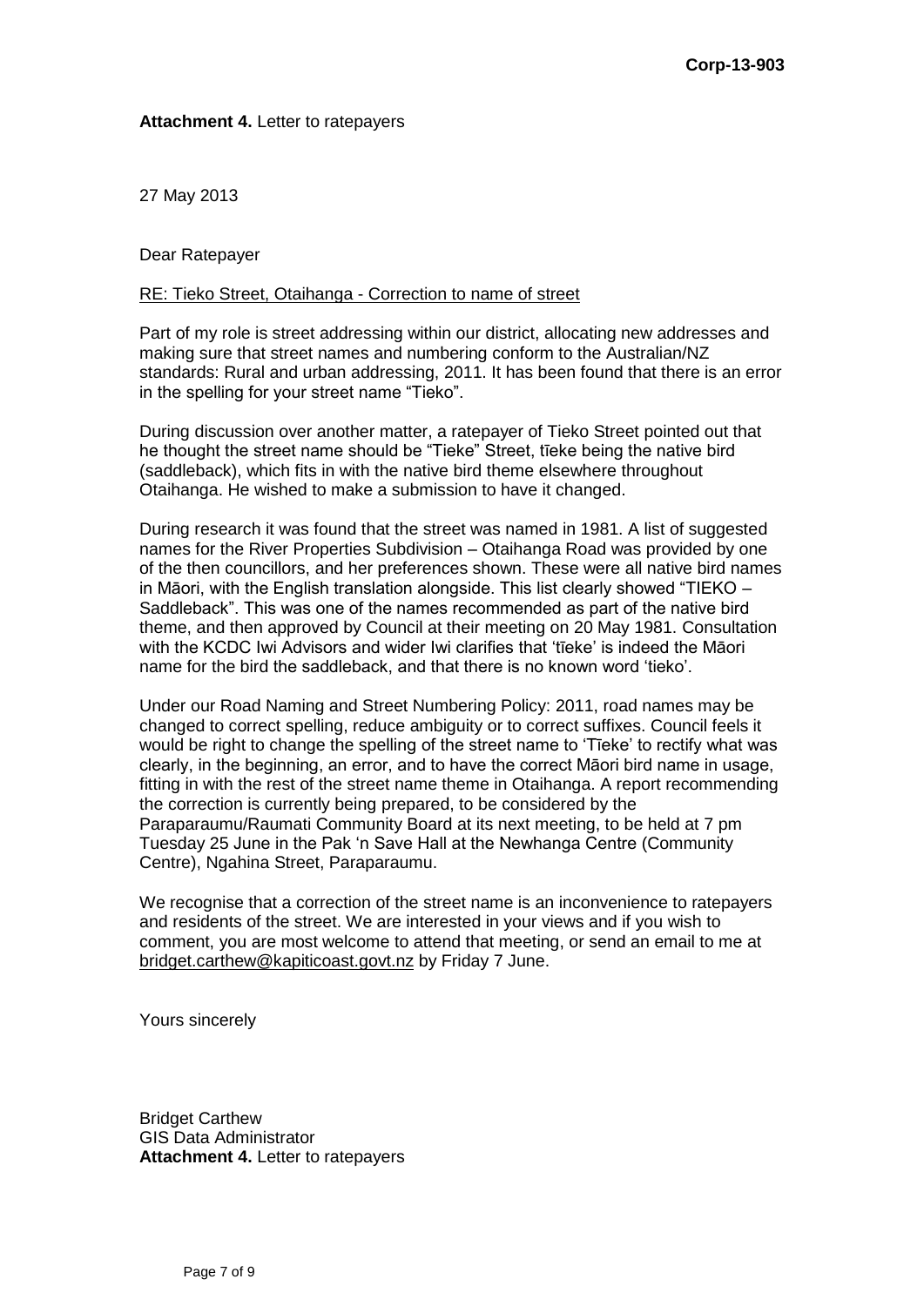**Attachment 4.** Letter to ratepayers

27 May 2013

Dear Ratepayer

RE: Tieko Street, Otaihanga - Correction to name of street

Part of my role is street addressing within our district, allocating new addresses and making sure that street names and numbering conform to the Australian/NZ standards: Rural and urban addressing, 2011. It has been found that there is an error in the spelling for your street name "Tieko".

During discussion over another matter, a ratepayer of Tieko Street pointed out that he thought the street name should be "Tieke" Street, tīeke being the native bird (saddleback), which fits in with the native bird theme elsewhere throughout Otaihanga. He wished to make a submission to have it changed.

During research it was found that the street was named in 1981. A list of suggested names for the River Properties Subdivision – Otaihanga Road was provided by one of the then councillors, and her preferences shown. These were all native bird names in Māori, with the English translation alongside. This list clearly showed "TIEKO – Saddleback". This was one of the names recommended as part of the native bird theme, and then approved by Council at their meeting on 20 May 1981. Consultation with the KCDC Iwi Advisors and wider Iwi clarifies that 'tīeke' is indeed the Māori name for the bird the saddleback, and that there is no known word 'tieko'.

Under our Road Naming and Street Numbering Policy: 2011, road names may be changed to correct spelling, reduce ambiguity or to correct suffixes. Council feels it would be right to change the spelling of the street name to 'Tīeke' to rectify what was clearly, in the beginning, an error, and to have the correct Māori bird name in usage, fitting in with the rest of the street name theme in Otaihanga. A report recommending the correction is currently being prepared, to be considered by the Paraparaumu/Raumati Community Board at its next meeting, to be held at 7 pm Tuesday 25 June in the Pak 'n Save Hall at the Newhanga Centre (Community Centre), Ngahina Street, Paraparaumu.

We recognise that a correction of the street name is an inconvenience to ratepayers and residents of the street. We are interested in your views and if you wish to comment, you are most welcome to attend that meeting, or send an email to me at bridget.carthew@kapiticoast.govt.nz by Friday 7 June.

Yours sincerely

Bridget Carthew
GIS Data Administrator
**Attachment 4.** Letter to ratepayers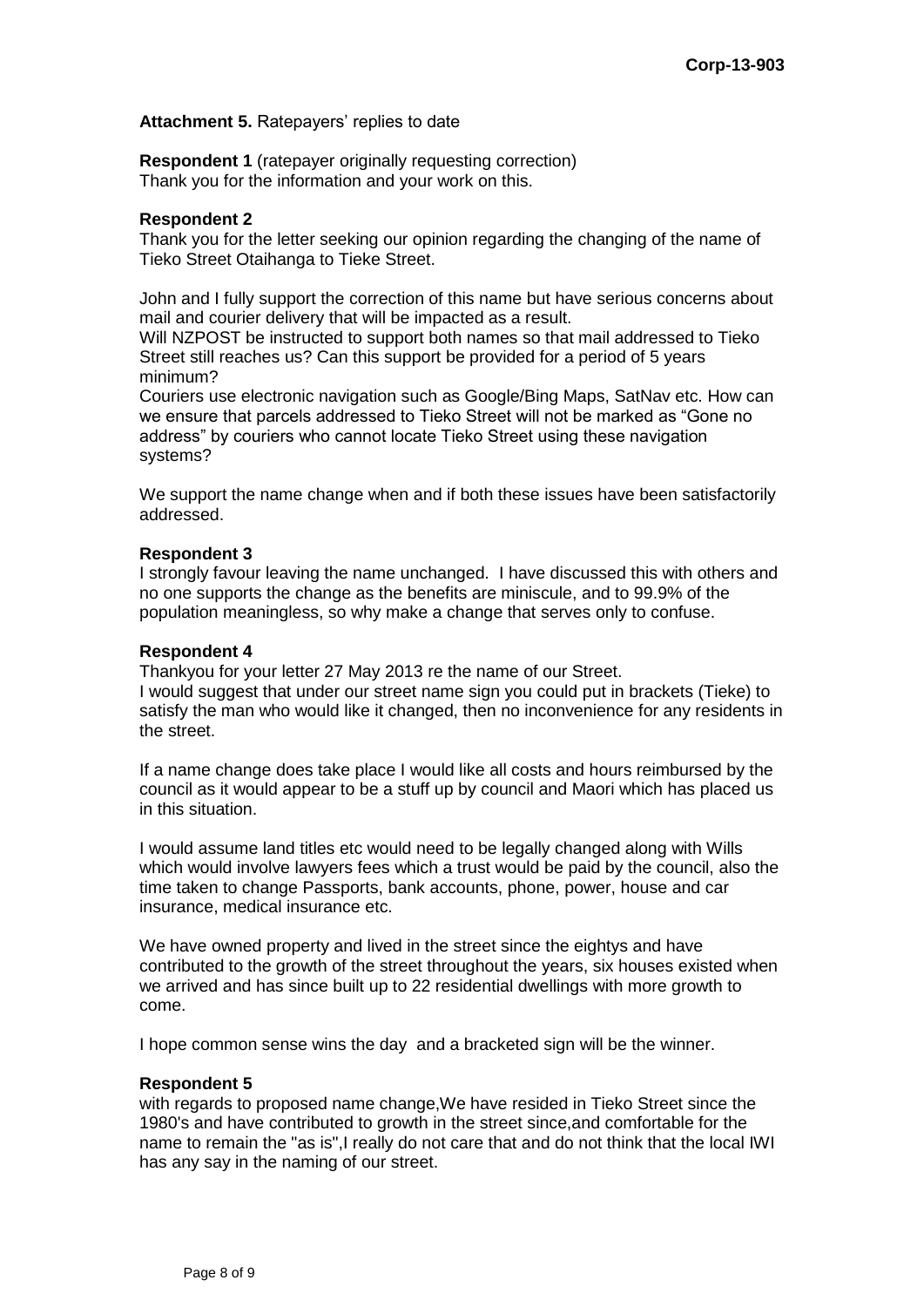**Attachment 5.** Ratepayers' replies to date

**Respondent 1** (ratepayer originally requesting correction)
Thank you for the information and your work on this.

**Respondent 2**

Thank you for the letter seeking our opinion regarding the changing of the name of Tieko Street Otaihanga to Tieke Street.

John and I fully support the correction of this name but have serious concerns about mail and courier delivery that will be impacted as a result.

Will NZPOST be instructed to support both names so that mail addressed to Tieko Street still reaches us? Can this support be provided for a period of 5 years minimum?

Couriers use electronic navigation such as Google/Bing Maps, SatNav etc. How can we ensure that parcels addressed to Tieko Street will not be marked as "Gone no address" by couriers who cannot locate Tieko Street using these navigation systems?

We support the name change when and if both these issues have been satisfactorily addressed.

**Respondent 3**

I strongly favour leaving the name unchanged. I have discussed this with others and no one supports the change as the benefits are miniscule, and to 99.9% of the population meaningless, so why make a change that serves only to confuse.

**Respondent 4**

Thankyou for your letter 27 May 2013 re the name of our Street.

I would suggest that under our street name sign you could put in brackets (Tieke) to satisfy the man who would like it changed, then no inconvenience for any residents in the street.

If a name change does take place I would like all costs and hours reimbursed by the council as it would appear to be a stuff up by council and Maori which has placed us in this situation.

I would assume land titles etc would need to be legally changed along with Wills which would involve lawyers fees which a trust would be paid by the council, also the time taken to change Passports, bank accounts, phone, power, house and car insurance, medical insurance etc.

We have owned property and lived in the street since the eightys and have contributed to the growth of the street throughout the years, six houses existed when we arrived and has since built up to 22 residential dwellings with more growth to come.

I hope common sense wins the day and a bracketed sign will be the winner.

**Respondent 5**

with regards to proposed name change,We have resided in Tieko Street since the 1980's and have contributed to growth in the street since,and comfortable for the name to remain the "as is",I really do not care that and do not think that the local IWI has any say in the naming of our street.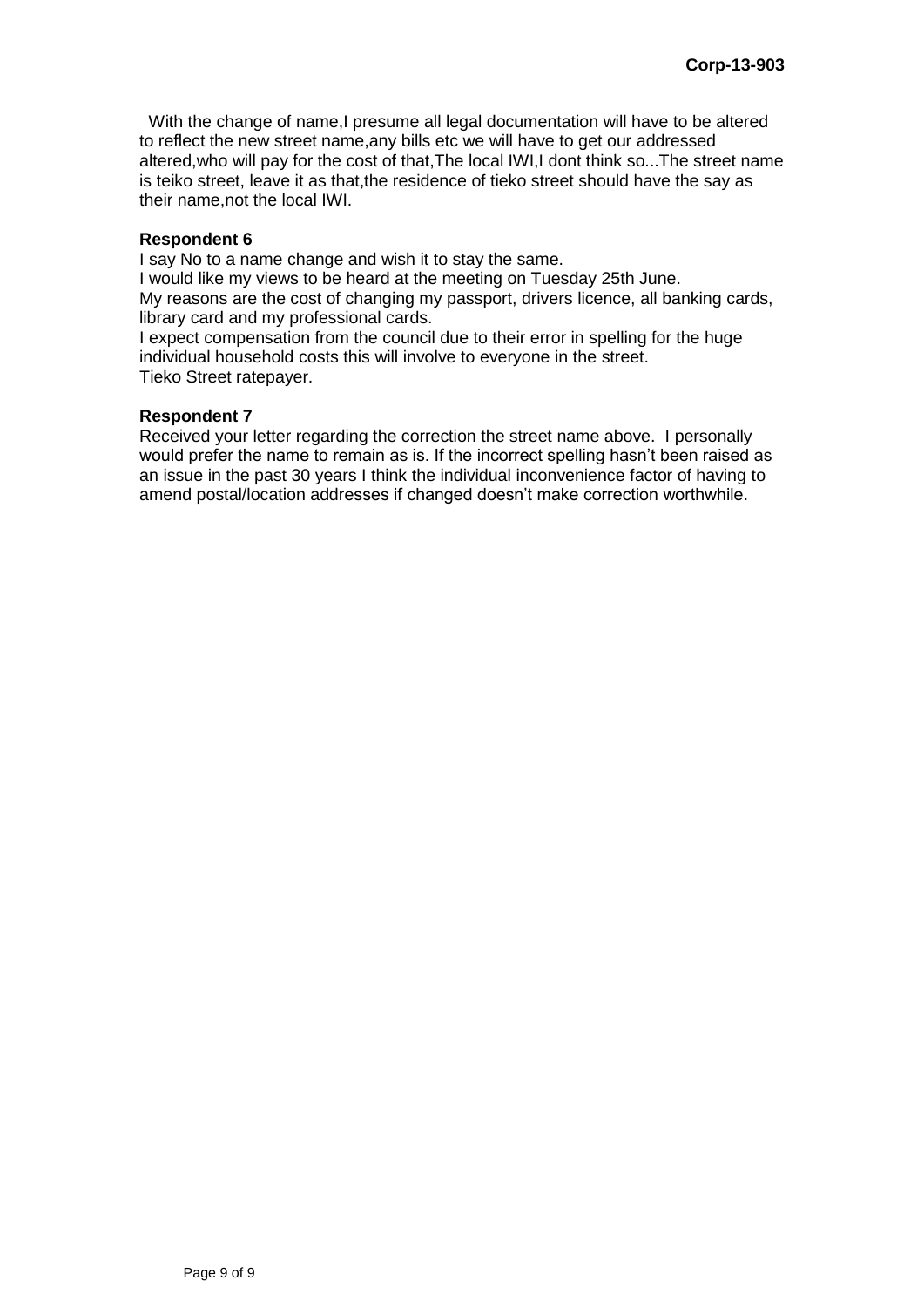With the change of name,I presume all legal documentation will have to be altered to reflect the new street name,any bills etc we will have to get our addressed altered,who will pay for the cost of that,The local IWI,I dont think so...The street name is teiko street, leave it as that,the residence of tieko street should have the say as their name,not the local IWI.

**Respondent 6**

I say No to a name change and wish it to stay the same.
I would like my views to be heard at the meeting on Tuesday 25th June.
My reasons are the cost of changing my passport, drivers licence, all banking cards, library card and my professional cards.
I expect compensation from the council due to their error in spelling for the huge individual household costs this will involve to everyone in the street.
Tieko Street ratepayer.

**Respondent 7**

Received your letter regarding the correction the street name above. I personally would prefer the name to remain as is. If the incorrect spelling hasn't been raised as an issue in the past 30 years I think the individual inconvenience factor of having to amend postal/location addresses if changed doesn't make correction worthwhile.